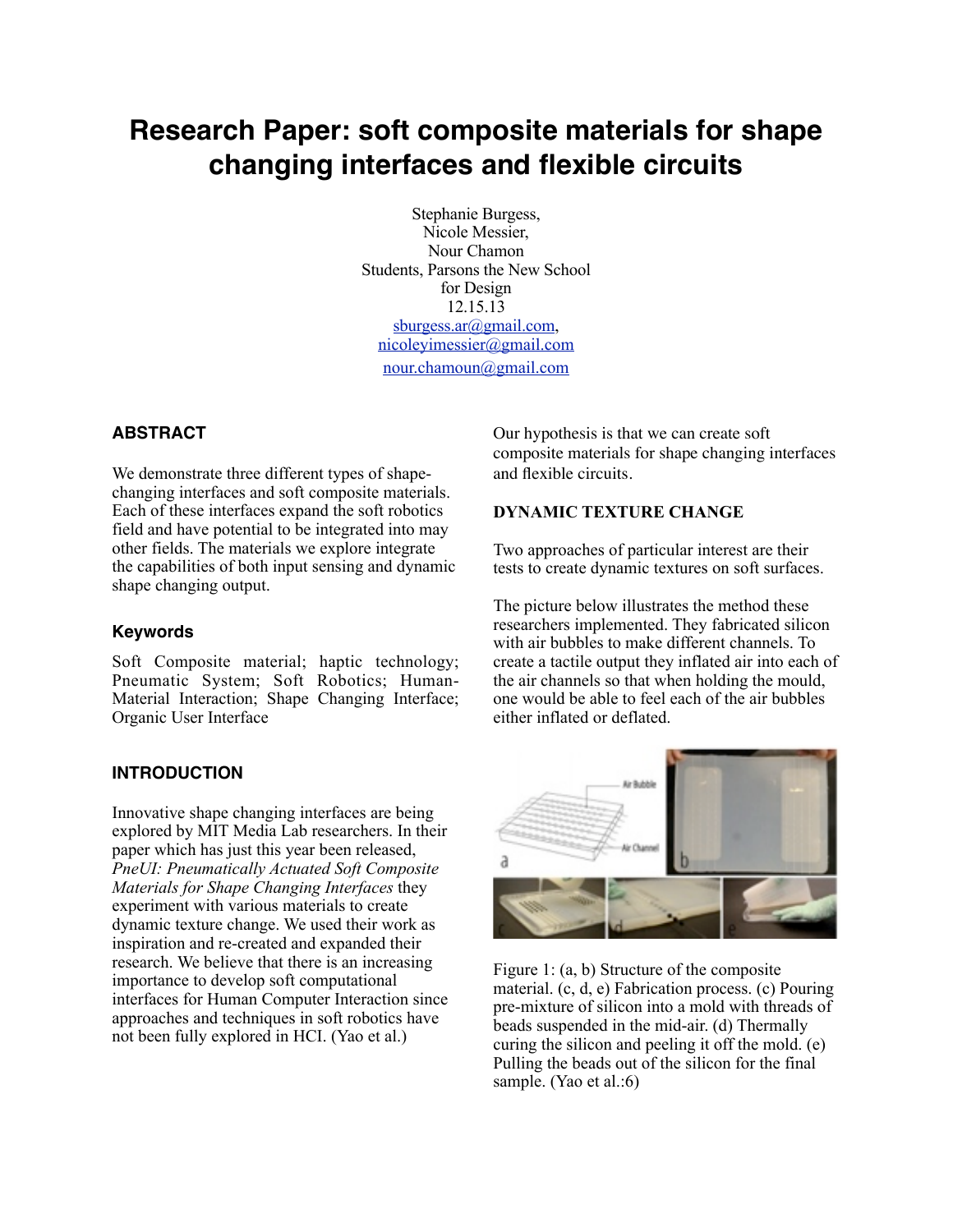# Research Paper: soft composite materials for shape changing interfaces and flexible circuits

Stephanie Burgess,
Nicole Messier,
Nour Chamon
Students, Parsons the New School for Design
12.15.13
sburgess.ar@gmail.com,
nicoleyimessier@gmail.com
nour.chamoun@gmail.com

## ABSTRACT

We demonstrate three different types of shape-changing interfaces and soft composite materials. Each of these interfaces expand the soft robotics field and have potential to be integrated into may other fields. The materials we explore integrate the capabilities of both input sensing and dynamic shape changing output.

### Keywords

Soft Composite material; haptic technology; Pneumatic System; Soft Robotics; Human-Material Interaction; Shape Changing Interface; Organic User Interface

## INTRODUCTION

Innovative shape changing interfaces are being explored by MIT Media Lab researchers. In their paper which has just this year been released, *PneUI: Pneumatically Actuated Soft Composite Materials for Shape Changing Interfaces* they experiment with various materials to create dynamic texture change. We used their work as inspiration and re-created and expanded their research. We believe that there is an increasing importance to develop soft computational interfaces for Human Computer Interaction since approaches and techniques in soft robotics have not been fully explored in HCI. (Yao et al.)

Our hypothesis is that we can create soft composite materials for shape changing interfaces and flexible circuits.

**DYNAMIC TEXTURE CHANGE**

Two approaches of particular interest are their tests to create dynamic textures on soft surfaces.

The picture below illustrates the method these researchers implemented. They fabricated silicon with air bubbles to make different channels. To create a tactile output they inflated air into each of the air channels so that when holding the mould, one would be able to feel each of the air bubbles either inflated or deflated.

Figure 1: (a, b) Structure of the composite material. (c, d, e) Fabrication process. (c) Pouring pre-mixture of silicon into a mold with threads of beads suspended in the mid-air. (d) Thermally curing the silicon and peeling it off the mold. (e) Pulling the beads out of the silicon for the final sample. (Yao et al.:6)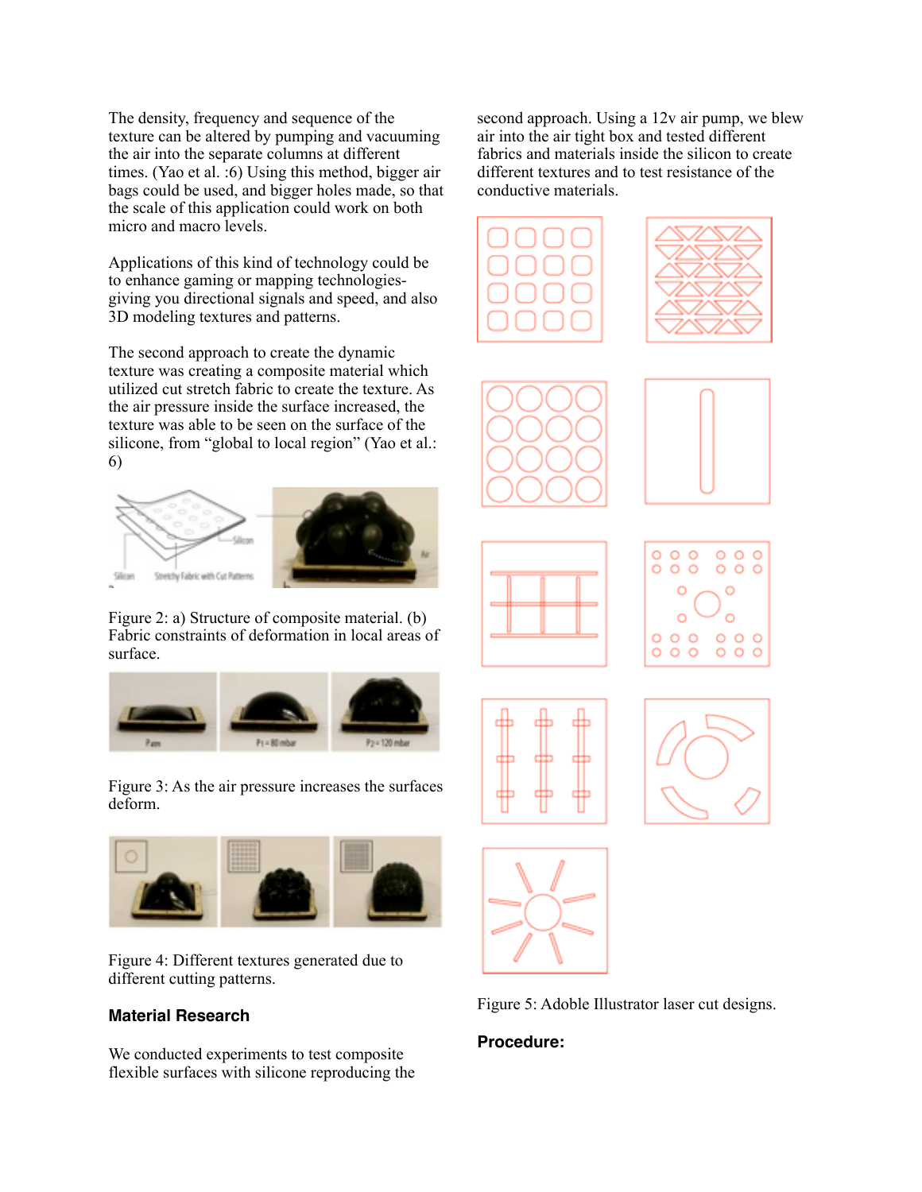The density, frequency and sequence of the texture can be altered by pumping and vacuuming the air into the separate columns at different times. (Yao et al. :6) Using this method, bigger air bags could be used, and bigger holes made, so that the scale of this application could work on both micro and macro levels.

Applications of this kind of technology could be to enhance gaming or mapping technologies- giving you directional signals and speed, and also 3D modeling textures and patterns.

The second approach to create the dynamic texture was creating a composite material which utilized cut stretch fabric to create the texture. As the air pressure inside the surface increased, the texture was able to be seen on the surface of the silicone, from "global to local region" (Yao et al.: 6)

Figure 2: a) Structure of composite material. (b) Fabric constraints of deformation in local areas of surface.

Figure 3: As the air pressure increases the surfaces deform.

Figure 4: Different textures generated due to different cutting patterns.

**Material Research**

We conducted experiments to test composite flexible surfaces with silicone reproducing the second approach. Using a 12v air pump, we blew air into the air tight box and tested different fabrics and materials inside the silicon to create different textures and to test resistance of the conductive materials.

Figure 5: Adoble Illustrator laser cut designs.

**Procedure:**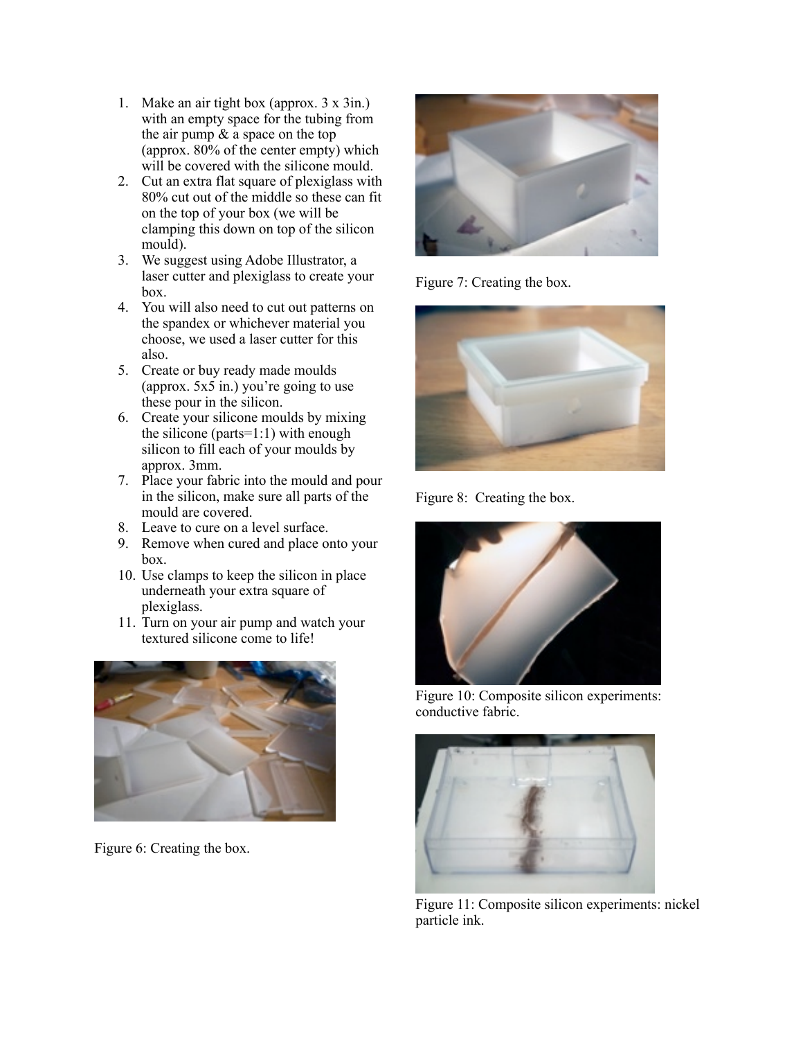1. Make an air tight box (approx. 3 x 3in.) with an empty space for the tubing from the air pump & a space on the top (approx. 80% of the center empty) which will be covered with the silicone mould.
2. Cut an extra flat square of plexiglass with 80% cut out of the middle so these can fit on the top of your box (we will be clamping this down on top of the silicon mould).
3. We suggest using Adobe Illustrator, a laser cutter and plexiglass to create your box.
4. You will also need to cut out patterns on the spandex or whichever material you choose, we used a laser cutter for this also.
5. Create or buy ready made moulds (approx. 5x5 in.) you're going to use these pour in the silicon.
6. Create your silicone moulds by mixing the silicone (parts=1:1) with enough silicon to fill each of your moulds by approx. 3mm.
7. Place your fabric into the mould and pour in the silicon, make sure all parts of the mould are covered.
8. Leave to cure on a level surface.
9. Remove when cured and place onto your box.
10. Use clamps to keep the silicon in place underneath your extra square of plexiglass.
11. Turn on your air pump and watch your textured silicone come to life!

Figure 6: Creating the box.

Figure 7: Creating the box.

Figure 8: Creating the box.

Figure 10: Composite silicon experiments: conductive fabric.

Figure 11: Composite silicon experiments: nickel particle ink.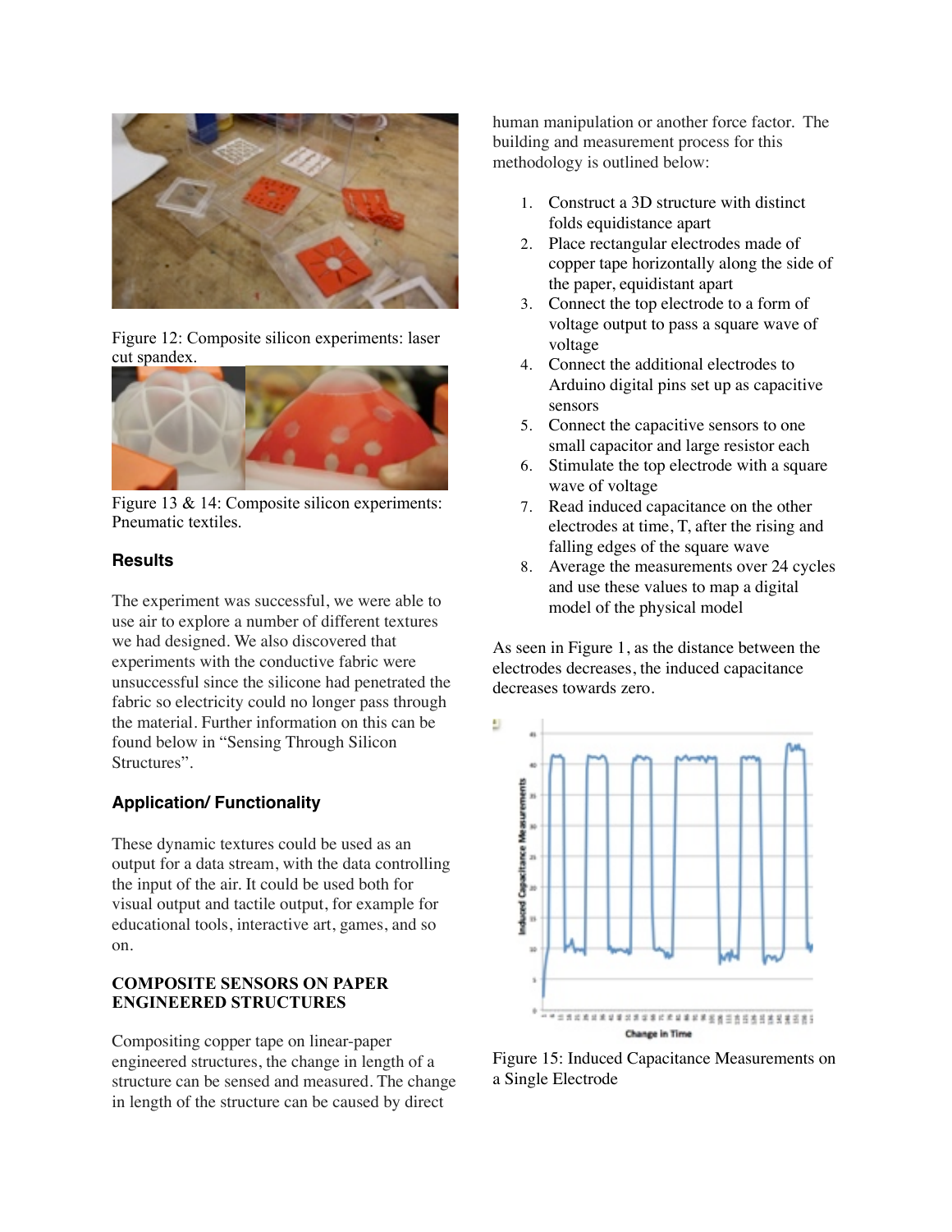Figure 12: Composite silicon experiments: laser cut spandex.

Figure 13 & 14: Composite silicon experiments: Pneumatic textiles.

### Results

The experiment was successful, we were able to use air to explore a number of different textures we had designed. We also discovered that experiments with the conductive fabric were unsuccessful since the silicone had penetrated the fabric so electricity could no longer pass through the material. Further information on this can be found below in "Sensing Through Silicon Structures".

### Application/ Functionality

These dynamic textures could be used as an output for a data stream, with the data controlling the input of the air. It could be used both for visual output and tactile output, for example for educational tools, interactive art, games, and so on.

## COMPOSITE SENSORS ON PAPER ENGINEERED STRUCTURES

Compositing copper tape on linear-paper engineered structures, the change in length of a structure can be sensed and measured. The change in length of the structure can be caused by direct human manipulation or another force factor. The building and measurement process for this methodology is outlined below:

1. Construct a 3D structure with distinct folds equidistance apart
2. Place rectangular electrodes made of copper tape horizontally along the side of the paper, equidistant apart
3. Connect the top electrode to a form of voltage output to pass a square wave of voltage
4. Connect the additional electrodes to Arduino digital pins set up as capacitive sensors
5. Connect the capacitive sensors to one small capacitor and large resistor each
6. Stimulate the top electrode with a square wave of voltage
7. Read induced capacitance on the other electrodes at time, T, after the rising and falling edges of the square wave
8. Average the measurements over 24 cycles and use these values to map a digital model of the physical model

As seen in Figure 1, as the distance between the electrodes decreases, the induced capacitance decreases towards zero.

Figure 15: Induced Capacitance Measurements on a Single Electrode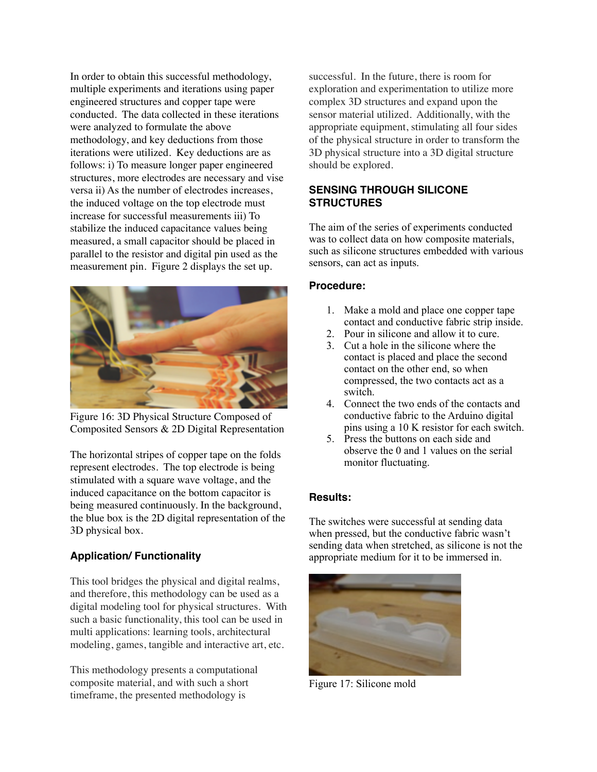In order to obtain this successful methodology, multiple experiments and iterations using paper engineered structures and copper tape were conducted. The data collected in these iterations were analyzed to formulate the above methodology, and key deductions from those iterations were utilized. Key deductions are as follows: i) To measure longer paper engineered structures, more electrodes are necessary and vise versa ii) As the number of electrodes increases, the induced voltage on the top electrode must increase for successful measurements iii) To stabilize the induced capacitance values being measured, a small capacitor should be placed in parallel to the resistor and digital pin used as the measurement pin. Figure 2 displays the set up.

Figure 16: 3D Physical Structure Composed of Composited Sensors & 2D Digital Representation

The horizontal stripes of copper tape on the folds represent electrodes. The top electrode is being stimulated with a square wave voltage, and the induced capacitance on the bottom capacitor is being measured continuously. In the background, the blue box is the 2D digital representation of the 3D physical box.

### Application/ Functionality

This tool bridges the physical and digital realms, and therefore, this methodology can be used as a digital modeling tool for physical structures. With such a basic functionality, this tool can be used in multi applications: learning tools, architectural modeling, games, tangible and interactive art, etc.

This methodology presents a computational composite material, and with such a short timeframe, the presented methodology is successful. In the future, there is room for exploration and experimentation to utilize more complex 3D structures and expand upon the sensor material utilized. Additionally, with the appropriate equipment, stimulating all four sides of the physical structure in order to transform the 3D physical structure into a 3D digital structure should be explored.

## SENSING THROUGH SILICONE STRUCTURES

The aim of the series of experiments conducted was to collect data on how composite materials, such as silicone structures embedded with various sensors, can act as inputs.

### Procedure:

1. Make a mold and place one copper tape contact and conductive fabric strip inside.
2. Pour in silicone and allow it to cure.
3. Cut a hole in the silicone where the contact is placed and place the second contact on the other end, so when compressed, the two contacts act as a switch.
4. Connect the two ends of the contacts and conductive fabric to the Arduino digital pins using a 10 K resistor for each switch.
5. Press the buttons on each side and observe the 0 and 1 values on the serial monitor fluctuating.

### Results:

The switches were successful at sending data when pressed, but the conductive fabric wasn't sending data when stretched, as silicone is not the appropriate medium for it to be immersed in.

Figure 17: Silicone mold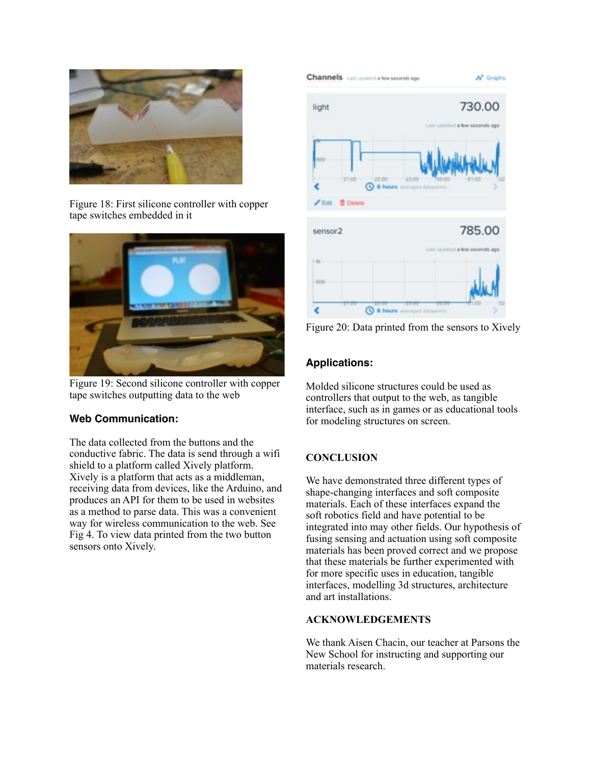Figure 18: First silicone controller with copper tape switches embedded in it

Figure 19: Second silicone controller with copper tape switches outputting data to the web

### Web Communication:

The data collected from the buttons and the conductive fabric. The data is send through a wifi shield to a platform called Xively platform. Xively is a platform that acts as a middleman, receiving data from devices, like the Arduino, and produces an API for them to be used in websites as a method to parse data. This was a convenient way for wireless communication to the web. See Fig 4. To view data printed from the two button sensors onto Xively.

Figure 20: Data printed from the sensors to Xively

### Applications:

Molded silicone structures could be used as controllers that output to the web, as tangible interface, such as in games or as educational tools for modeling structures on screen.

## CONCLUSION

We have demonstrated three different types of shape-changing interfaces and soft composite materials. Each of these interfaces expand the soft robotics field and have potential to be integrated into may other fields. Our hypothesis of fusing sensing and actuation using soft composite materials has been proved correct and we propose that these materials be further experimented with for more specific uses in education, tangible interfaces, modelling 3d structures, architecture and art installations.

## ACKNOWLEDGEMENTS

We thank Aisen Chacin, our teacher at Parsons the New School for instructing and supporting our materials research.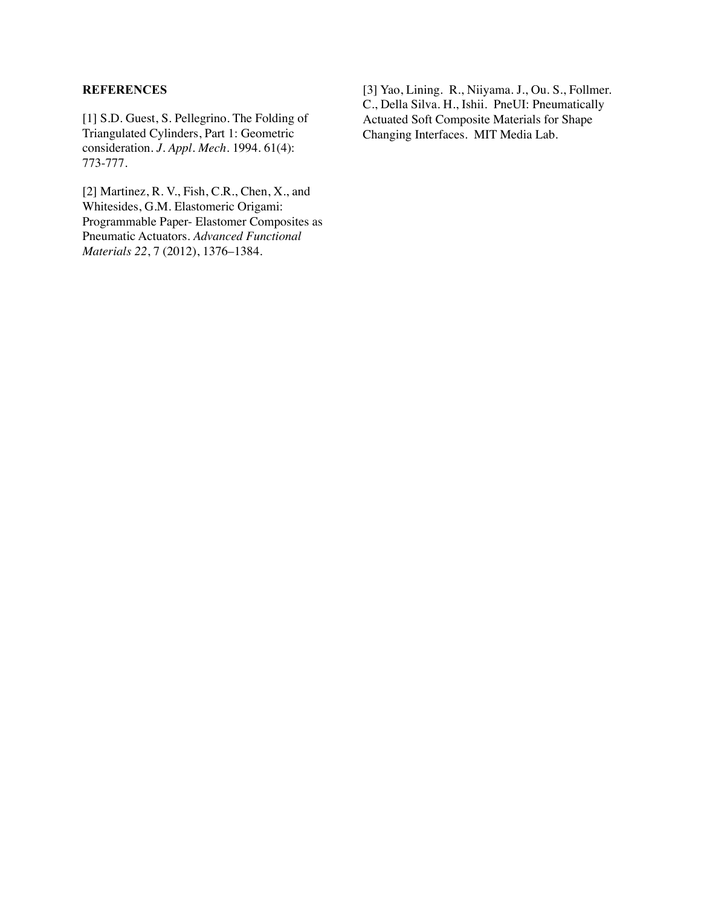## REFERENCES

[1] S.D. Guest, S. Pellegrino. The Folding of Triangulated Cylinders, Part 1: Geometric consideration. *J. Appl. Mech*. 1994. 61(4): 773-777.

[2] Martinez, R. V., Fish, C.R., Chen, X., and Whitesides, G.M. Elastomeric Origami: Programmable Paper- Elastomer Composites as Pneumatic Actuators. *Advanced Functional Materials 22*, 7 (2012), 1376–1384.

[3] Yao, Lining. R., Niiyama. J., Ou. S., Follmer. C., Della Silva. H., Ishii. PneUI: Pneumatically Actuated Soft Composite Materials for Shape Changing Interfaces. MIT Media Lab.